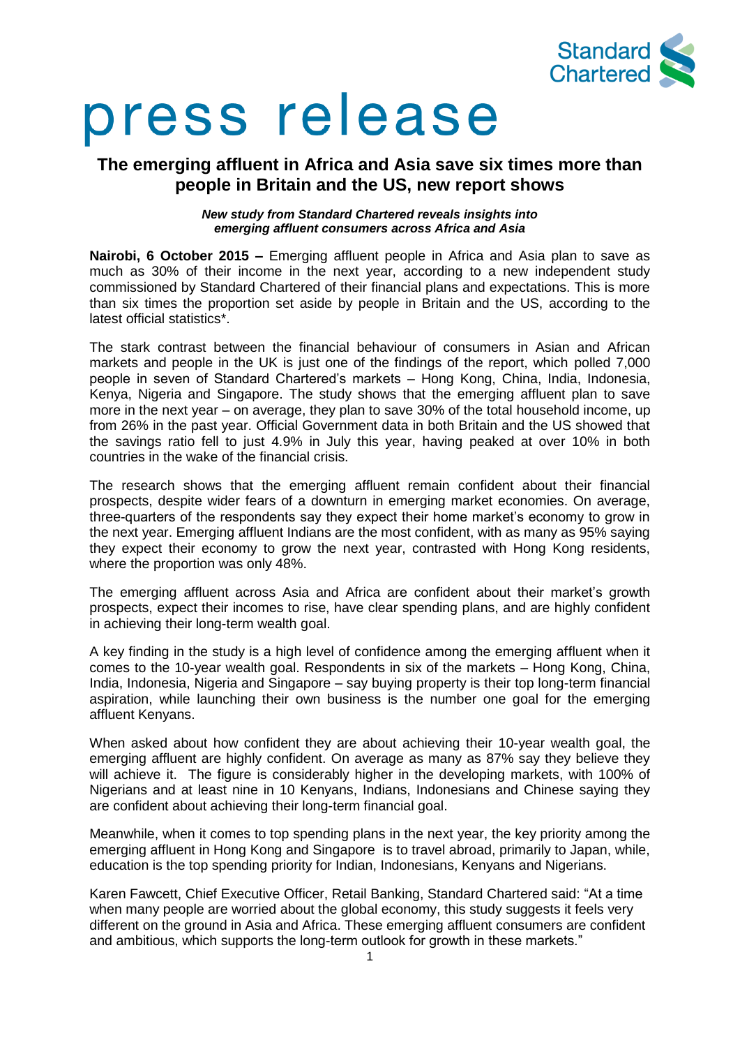# press release

## The emerging affluent in Africa and Asia save six times more than people in Britain and the US, new report shows

***New study from Standard Chartered reveals insights into emerging affluent consumers across Africa and Asia***

**Nairobi, 6 October 2015 –** Emerging affluent people in Africa and Asia plan to save as much as 30% of their income in the next year, according to a new independent study commissioned by Standard Chartered of their financial plans and expectations. This is more than six times the proportion set aside by people in Britain and the US, according to the latest official statistics*.

The stark contrast between the financial behaviour of consumers in Asian and African markets and people in the UK is just one of the findings of the report, which polled 7,000 people in seven of Standard Chartered's markets – Hong Kong, China, India, Indonesia, Kenya, Nigeria and Singapore. The study shows that the emerging affluent plan to save more in the next year – on average, they plan to save 30% of the total household income, up from 26% in the past year. Official Government data in both Britain and the US showed that the savings ratio fell to just 4.9% in July this year, having peaked at over 10% in both countries in the wake of the financial crisis.

The research shows that the emerging affluent remain confident about their financial prospects, despite wider fears of a downturn in emerging market economies. On average, three-quarters of the respondents say they expect their home market's economy to grow in the next year. Emerging affluent Indians are the most confident, with as many as 95% saying they expect their economy to grow the next year, contrasted with Hong Kong residents, where the proportion was only 48%.

The emerging affluent across Asia and Africa are confident about their market's growth prospects, expect their incomes to rise, have clear spending plans, and are highly confident in achieving their long-term wealth goal.

A key finding in the study is a high level of confidence among the emerging affluent when it comes to the 10-year wealth goal. Respondents in six of the markets – Hong Kong, China, India, Indonesia, Nigeria and Singapore – say buying property is their top long-term financial aspiration, while launching their own business is the number one goal for the emerging affluent Kenyans.

When asked about how confident they are about achieving their 10-year wealth goal, the emerging affluent are highly confident. On average as many as 87% say they believe they will achieve it. The figure is considerably higher in the developing markets, with 100% of Nigerians and at least nine in 10 Kenyans, Indians, Indonesians and Chinese saying they are confident about achieving their long-term financial goal.

Meanwhile, when it comes to top spending plans in the next year, the key priority among the emerging affluent in Hong Kong and Singapore is to travel abroad, primarily to Japan, while, education is the top spending priority for Indian, Indonesians, Kenyans and Nigerians.

Karen Fawcett, Chief Executive Officer, Retail Banking, Standard Chartered said: "At a time when many people are worried about the global economy, this study suggests it feels very different on the ground in Asia and Africa. These emerging affluent consumers are confident and ambitious, which supports the long-term outlook for growth in these markets."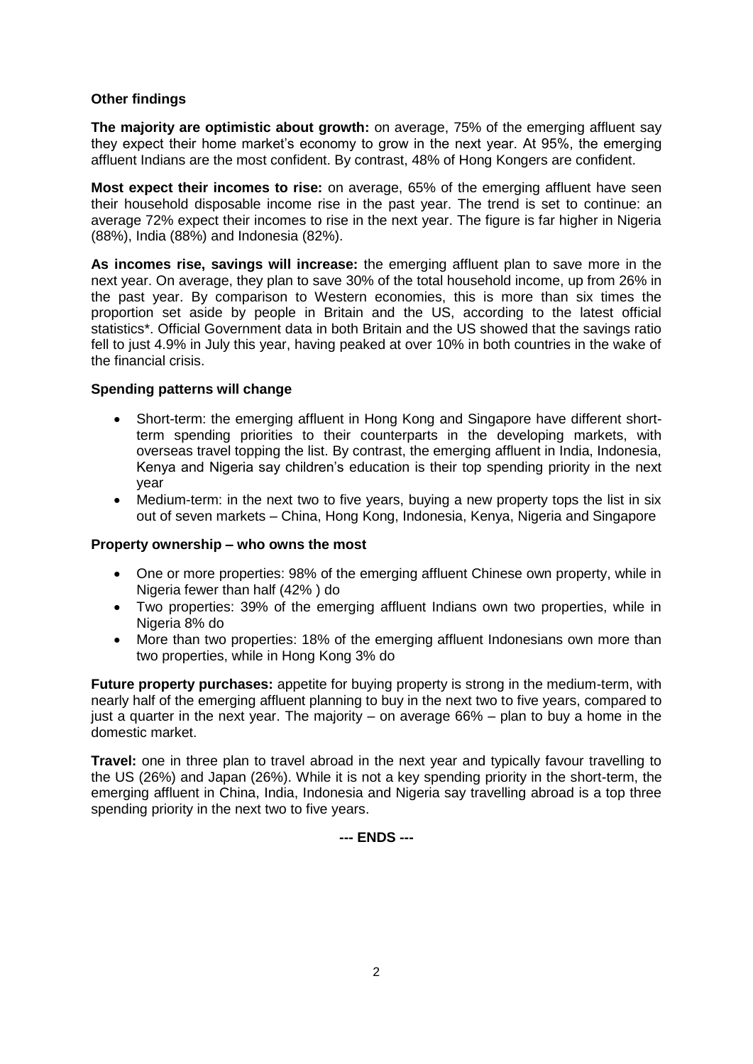**Other findings**

**The majority are optimistic about growth:** on average, 75% of the emerging affluent say they expect their home market's economy to grow in the next year. At 95%, the emerging affluent Indians are the most confident. By contrast, 48% of Hong Kongers are confident.

**Most expect their incomes to rise:** on average, 65% of the emerging affluent have seen their household disposable income rise in the past year. The trend is set to continue: an average 72% expect their incomes to rise in the next year. The figure is far higher in Nigeria (88%), India (88%) and Indonesia (82%).

**As incomes rise, savings will increase:** the emerging affluent plan to save more in the next year. On average, they plan to save 30% of the total household income, up from 26% in the past year. By comparison to Western economies, this is more than six times the proportion set aside by people in Britain and the US, according to the latest official statistics*. Official Government data in both Britain and the US showed that the savings ratio fell to just 4.9% in July this year, having peaked at over 10% in both countries in the wake of the financial crisis.

**Spending patterns will change**

- Short-term: the emerging affluent in Hong Kong and Singapore have different short-term spending priorities to their counterparts in the developing markets, with overseas travel topping the list. By contrast, the emerging affluent in India, Indonesia, Kenya and Nigeria say children's education is their top spending priority in the next year
- Medium-term: in the next two to five years, buying a new property tops the list in six out of seven markets – China, Hong Kong, Indonesia, Kenya, Nigeria and Singapore

**Property ownership – who owns the most**

- One or more properties: 98% of the emerging affluent Chinese own property, while in Nigeria fewer than half (42% ) do
- Two properties: 39% of the emerging affluent Indians own two properties, while in Nigeria 8% do
- More than two properties: 18% of the emerging affluent Indonesians own more than two properties, while in Hong Kong 3% do

**Future property purchases:** appetite for buying property is strong in the medium-term, with nearly half of the emerging affluent planning to buy in the next two to five years, compared to just a quarter in the next year. The majority – on average 66% – plan to buy a home in the domestic market.

**Travel:** one in three plan to travel abroad in the next year and typically favour travelling to the US (26%) and Japan (26%). While it is not a key spending priority in the short-term, the emerging affluent in China, India, Indonesia and Nigeria say travelling abroad is a top three spending priority in the next two to five years.

**--- ENDS ---**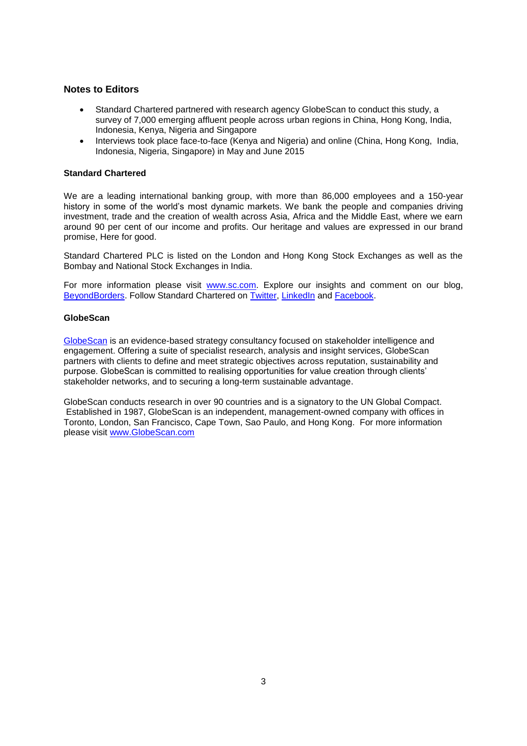## Notes to Editors

- Standard Chartered partnered with research agency GlobeScan to conduct this study, a survey of 7,000 emerging affluent people across urban regions in China, Hong Kong, India, Indonesia, Kenya, Nigeria and Singapore
- Interviews took place face-to-face (Kenya and Nigeria) and online (China, Hong Kong, India, Indonesia, Nigeria, Singapore) in May and June 2015

### Standard Chartered

We are a leading international banking group, with more than 86,000 employees and a 150-year history in some of the world's most dynamic markets. We bank the people and companies driving investment, trade and the creation of wealth across Asia, Africa and the Middle East, where we earn around 90 per cent of our income and profits. Our heritage and values are expressed in our brand promise, Here for good.

Standard Chartered PLC is listed on the London and Hong Kong Stock Exchanges as well as the Bombay and National Stock Exchanges in India.

For more information please visit www.sc.com. Explore our insights and comment on our blog, BeyondBorders. Follow Standard Chartered on Twitter, LinkedIn and Facebook.

### GlobeScan

GlobeScan is an evidence-based strategy consultancy focused on stakeholder intelligence and engagement. Offering a suite of specialist research, analysis and insight services, GlobeScan partners with clients to define and meet strategic objectives across reputation, sustainability and purpose. GlobeScan is committed to realising opportunities for value creation through clients' stakeholder networks, and to securing a long-term sustainable advantage.

GlobeScan conducts research in over 90 countries and is a signatory to the UN Global Compact. Established in 1987, GlobeScan is an independent, management-owned company with offices in Toronto, London, San Francisco, Cape Town, Sao Paulo, and Hong Kong. For more information please visit www.GlobeScan.com